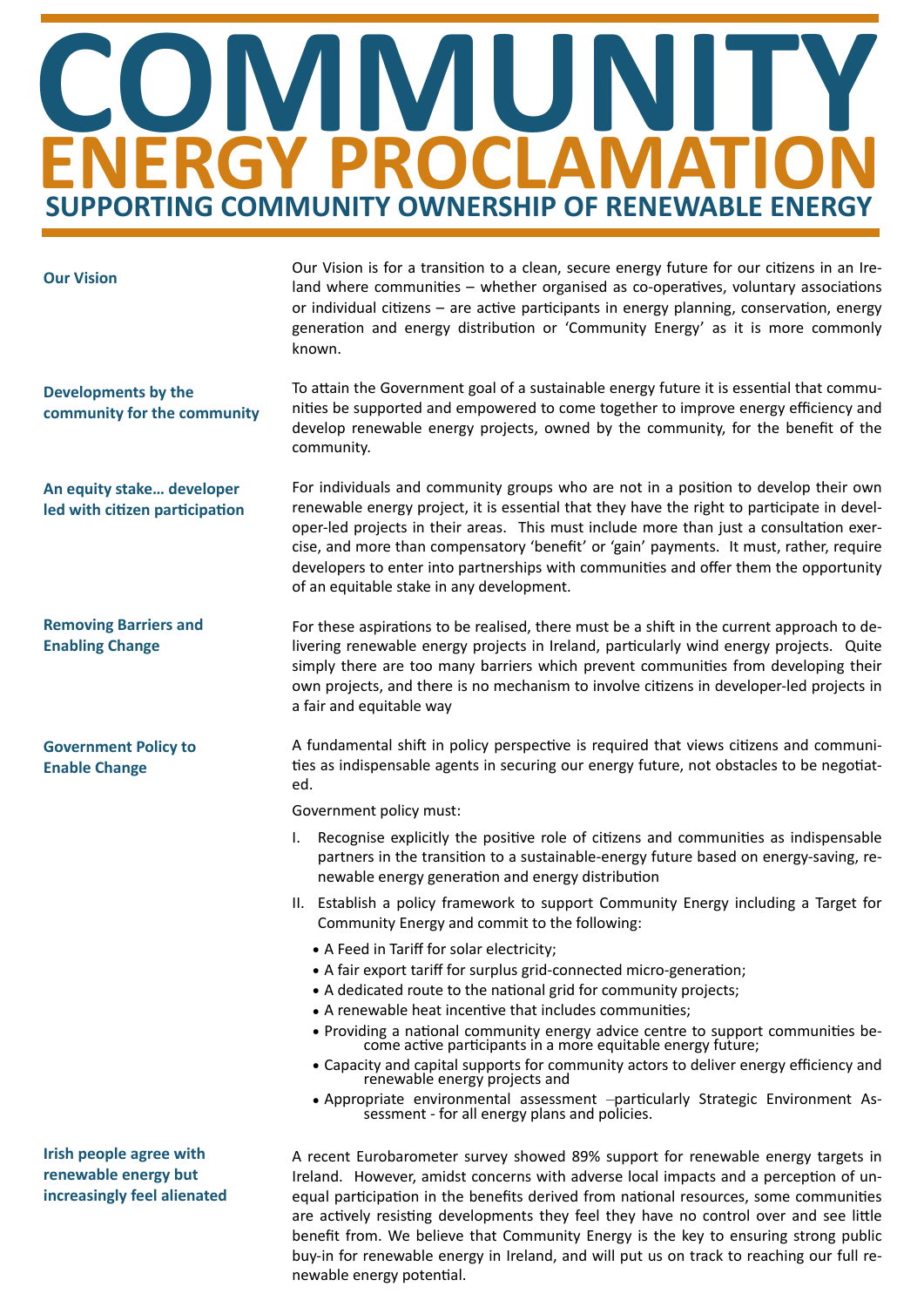# COMMUNITY ENERGY PROCLAMATION

## SUPPORTING COMMUNITY OWNERSHIP OF RENEWABLE ENERGY

### Our Vision

Our Vision is for a transition to a clean, secure energy future for our citizens in an Ireland where communities – whether organised as co-operatives, voluntary associations or individual citizens – are active participants in energy planning, conservation, energy generation and energy distribution or 'Community Energy' as it is more commonly known.

### Developments by the community for the community

To attain the Government goal of a sustainable energy future it is essential that communities be supported and empowered to come together to improve energy efficiency and develop renewable energy projects, owned by the community, for the benefit of the community.

### An equity stake… developer led with citizen participation

For individuals and community groups who are not in a position to develop their own renewable energy project, it is essential that they have the right to participate in developer-led projects in their areas. This must include more than just a consultation exercise, and more than compensatory 'benefit' or 'gain' payments. It must, rather, require developers to enter into partnerships with communities and offer them the opportunity of an equitable stake in any development.

### Removing Barriers and Enabling Change

For these aspirations to be realised, there must be a shift in the current approach to delivering renewable energy projects in Ireland, particularly wind energy projects. Quite simply there are too many barriers which prevent communities from developing their own projects, and there is no mechanism to involve citizens in developer-led projects in a fair and equitable way

### Government Policy to Enable Change

A fundamental shift in policy perspective is required that views citizens and communities as indispensable agents in securing our energy future, not obstacles to be negotiated.

Government policy must:

I. Recognise explicitly the positive role of citizens and communities as indispensable partners in the transition to a sustainable-energy future based on energy-saving, renewable energy generation and energy distribution

II. Establish a policy framework to support Community Energy including a Target for Community Energy and commit to the following:
   - A Feed in Tariff for solar electricity;
   - A fair export tariff for surplus grid-connected micro-generation;
   - A dedicated route to the national grid for community projects;
   - A renewable heat incentive that includes communities;
   - Providing a national community energy advice centre to support communities become active participants in a more equitable energy future;
   - Capacity and capital supports for community actors to deliver energy efficiency and renewable energy projects and
   - Appropriate environmental assessment –particularly Strategic Environment Assessment - for all energy plans and policies.

### Irish people agree with renewable energy but increasingly feel alienated

A recent Eurobarometer survey showed 89% support for renewable energy targets in Ireland. However, amidst concerns with adverse local impacts and a perception of unequal participation in the benefits derived from national resources, some communities are actively resisting developments they feel they have no control over and see little benefit from. We believe that Community Energy is the key to ensuring strong public buy-in for renewable energy in Ireland, and will put us on track to reaching our full renewable energy potential.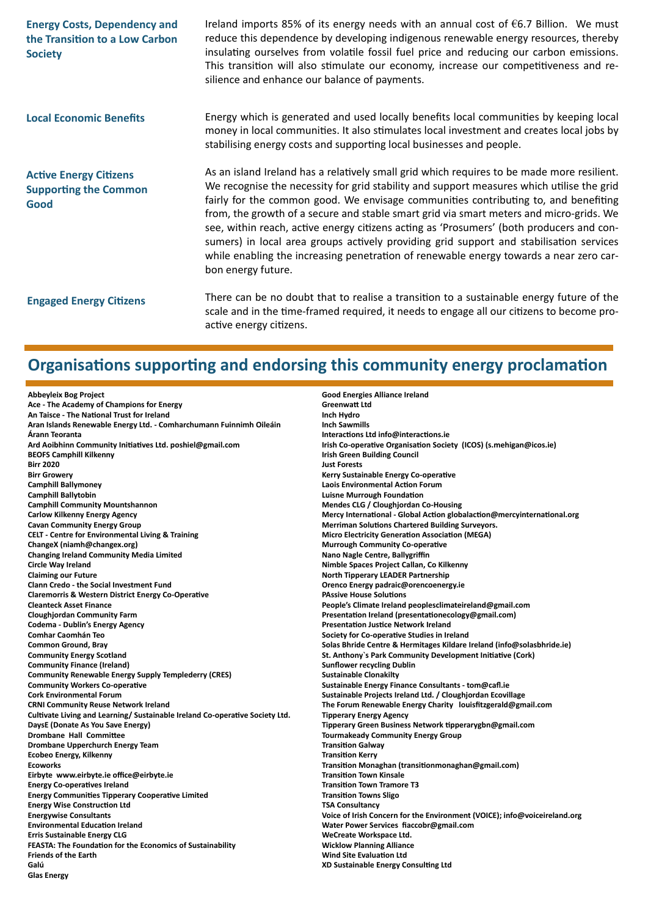**Energy Costs, Dependency and the Transition to a Low Carbon Society**

Ireland imports 85% of its energy needs with an annual cost of €6.7 Billion. We must reduce this dependence by developing indigenous renewable energy resources, thereby insulating ourselves from volatile fossil fuel price and reducing our carbon emissions. This transition will also stimulate our economy, increase our competitiveness and resilience and enhance our balance of payments.

**Local Economic Benefits**

Energy which is generated and used locally benefits local communities by keeping local money in local communities. It also stimulates local investment and creates local jobs by stabilising energy costs and supporting local businesses and people.

**Active Energy Citizens Supporting the Common Good**

As an island Ireland has a relatively small grid which requires to be made more resilient. We recognise the necessity for grid stability and support measures which utilise the grid fairly for the common good. We envisage communities contributing to, and benefiting from, the growth of a secure and stable smart grid via smart meters and micro-grids. We see, within reach, active energy citizens acting as 'Prosumers' (both producers and consumers) in local area groups actively providing grid support and stabilisation services while enabling the increasing penetration of renewable energy towards a near zero carbon energy future.

**Engaged Energy Citizens**

There can be no doubt that to realise a transition to a sustainable energy future of the scale and in the time-framed required, it needs to engage all our citizens to become proactive energy citizens.

## Organisations supporting and endorsing this community energy proclamation

**Abbeyleix Bog Project**
**Ace - The Academy of Champions for Energy**
**An Taisce - The National Trust for Ireland**
**Aran Islands Renewable Energy Ltd. - Comharchumann Fuinnimh Oileáin Árann Teoranta**
**Ard Aoibhinn Community Initiatives Ltd. poshiel@gmail.com**
**BEOFS Camphill Kilkenny**
**Birr 2020**
**Birr Growery**
**Camphill Ballymoney**
**Camphill Ballytobin**
**Camphill Community Mountshannon**
**Carlow Kilkenny Energy Agency**
**Cavan Community Energy Group**
**CELT - Centre for Environmental Living & Training**
**ChangeX (niamh@changex.org)**
**Changing Ireland Community Media Limited**
**Circle Way Ireland**
**Claiming our Future**
**Clann Credo - the Social Investment Fund**
**Claremorris & Western District Energy Co-Operative**
**Cleanteck Asset Finance**
**Cloughjordan Community Farm**
**Codema - Dublin's Energy Agency**
**Comhar Caomhán Teo**
**Common Ground, Bray**
**Community Energy Scotland**
**Community Finance (Ireland)**
**Community Renewable Energy Supply Templederry (CRES)**
**Community Workers Co-operative**
**Cork Environmental Forum**
**CRNI Community Reuse Network Ireland**
**Cultivate Living and Learning/ Sustainable Ireland Co-operative Society Ltd.**
**DaysE (Donate As You Save Energy)**
**Drombane Hall Committee**
**Drombane Upperchurch Energy Team**
**Ecobeo Energy, Kilkenny**
**Ecoworks**
**Eirbyte www.eirbyte.ie office@eirbyte.ie**
**Energy Co-operatives Ireland**
**Energy Communities Tipperary Cooperative Limited**
**Energy Wise Construction Ltd**
**Energywise Consultants**
**Environmental Education Ireland**
**Erris Sustainable Energy CLG**
**FEASTA: The Foundation for the Economics of Sustainability**
**Friends of the Earth**
**Galú**
**Glas Energy**
**Good Energies Alliance Ireland**
**Greenwatt Ltd**
**Inch Hydro**
**Inch Sawmills**
**Interactions Ltd info@interactions.ie**
**Irish Co-operative Organisation Society (ICOS) (s.mehigan@icos.ie)**
**Irish Green Building Council**
**Just Forests**
**Kerry Sustainable Energy Co-operative**
**Laois Environmental Action Forum**
**Luisne Murrough Foundation**
**Mendes CLG / Cloughjordan Co-Housing**
**Mercy International - Global Action globalaction@mercyinternational.org**
**Merriman Solutions Chartered Building Surveyors.**
**Micro Electricity Generation Association (MEGA)**
**Murrough Community Co-operative**
**Nano Nagle Centre, Ballygriffin**
**Nimble Spaces Project Callan, Co Kilkenny**
**North Tipperary LEADER Partnership**
**Orenco Energy padraic@orencoenergy.ie**
**PAssive House Solutions**
**People's Climate Ireland peoplesclimateireland@gmail.com**
**Presentation Ireland (presentationecology@gmail.com)**
**Presentation Justice Network Ireland**
**Society for Co-operative Studies in Ireland**
**Solas Bhride Centre & Hermitages Kildare Ireland (info@solasbhride.ie)**
**St. Anthony`s Park Community Development Initiative (Cork)**
**Sunflower recycling Dublin**
**Sustainable Clonakilty**
**Sustainable Energy Finance Consultants - tom@cafl.ie**
**Sustainable Projects Ireland Ltd. / Cloughjordan Ecovillage**
**The Forum Renewable Energy Charity louisfitzgerald@gmail.com**
**Tipperary Energy Agency**
**Tipperary Green Business Network tipperarygbn@gmail.com**
**Tourmakeady Community Energy Group**
**Transition Galway**
**Transition Kerry**
**Transition Monaghan (transitionmonaghan@gmail.com)**
**Transition Town Kinsale**
**Transition Town Tramore T3**
**Transition Towns Sligo**
**TSA Consultancy**
**Voice of Irish Concern for the Environment (VOICE); info@voiceireland.org**
**Water Power Services fiaccobr@gmail.com**
**WeCreate Workspace Ltd.**
**Wicklow Planning Alliance**
**Wind Site Evaluation Ltd**
**XD Sustainable Energy Consulting Ltd**